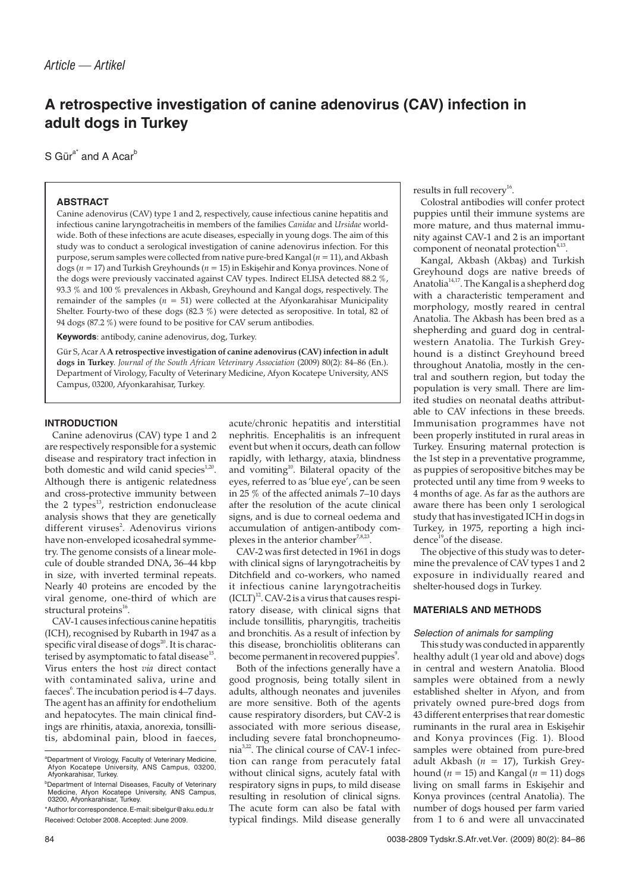Article — Artikel

# A retrospective investigation of canine adenovirus (CAV) infection in adult dogs in Turkey

S Gür[a*] and A Acar[b]

## ABSTRACT

Canine adenovirus (CAV) type 1 and 2, respectively, cause infectious canine hepatitis and infectious canine laryngotracheitis in members of the families *Canidae* and *Ursidae* worldwide. Both of these infections are acute diseases, especially in young dogs. The aim of this study was to conduct a serological investigation of canine adenovirus infection. For this purpose, serum samples were collected from native pure-bred Kangal ($n = 11$), and Akbash dogs ($n = 17$) and Turkish Greyhounds ($n = 15$) in Eskişehir and Konya provinces. None of the dogs were previously vaccinated against CAV types. Indirect ELISA detected 88.2 %, 93.3 % and 100 % prevalences in Akbash, Greyhound and Kangal dogs, respectively. The remainder of the samples ($n = 51$) were collected at the Afyonkarahisar Municipality Shelter. Fourty-two of these dogs (82.3 %) were detected as seropositive. In total, 82 of 94 dogs (87.2 %) were found to be positive for CAV serum antibodies.

**Keywords**: antibody, canine adenovirus, dog, Turkey.

Gür S, Acar A **A retrospective investigation of canine adenovirus (CAV) infection in adult dogs in Turkey**. *Journal of the South African Veterinary Association* (2009) 80(2): 84–86 (En.). Department of Virology, Faculty of Veterinary Medicine, Afyon Kocatepe University, ANS Campus, 03200, Afyonkarahisar, Turkey.

## INTRODUCTION

Canine adenovirus (CAV) type 1 and 2 are respectively responsible for a systemic disease and respiratory tract infection in both domestic and wild canid species[1,20]. Although there is antigenic relatedness and cross-protective immunity between the 2 types[13], restriction endonuclease analysis shows that they are genetically different viruses[2]. Adenovirus virions have non-enveloped icosahedral symmetry. The genome consists of a linear molecule of double stranded DNA, 36–44 kbp in size, with inverted terminal repeats. Nearly 40 proteins are encoded by the viral genome, one-third of which are structural proteins[16].

CAV-1 causes infectious canine hepatitis (ICH), recognised by Rubarth in 1947 as a specific viral disease of dogs[20]. It is characterised by asymptomatic to fatal disease[15]. Virus enters the host *via* direct contact with contaminated saliva, urine and faeces[6]. The incubation period is 4–7 days. The agent has an affinity for endothelium and hepatocytes. The main clinical findings are rhinitis, ataxia, anorexia, tonsillitis, abdominal pain, blood in faeces, acute/chronic hepatitis and interstitial nephritis. Encephalitis is an infrequent event but when it occurs, death can follow rapidly, with lethargy, ataxia, blindness and vomiting[10]. Bilateral opacity of the eyes, referred to as 'blue eye', can be seen in 25 % of the affected animals 7–10 days after the resolution of the acute clinical signs, and is due to corneal oedema and accumulation of antigen-antibody complexes in the anterior chamber[7,8,23].

CAV-2 was first detected in 1961 in dogs with clinical signs of laryngotracheitis by Ditchfield and co-workers, who named it infectious canine laryngotracheitis (ICLT)[12]. CAV-2 is a virus that causes respiratory disease, with clinical signs that include tonsillitis, pharyngitis, tracheitis and bronchitis. As a result of infection by this disease, bronchiolitis obliterans can become permanent in recovered puppies[9].

Both of the infections generally have a good prognosis, being totally silent in adults, although neonates and juveniles are more sensitive. Both of the agents cause respiratory disorders, but CAV-2 is associated with more serious disease, including severe fatal bronchopneumonia[3,22]. The clinical course of CAV-1 infection can range from peracutely fatal without clinical signs, acutely fatal with respiratory signs in pups, to mild disease resulting in resolution of clinical signs. The acute form can also be fatal with typical findings. Mild disease generally results in full recovery[16].

Colostral antibodies will confer protect puppies until their immune systems are more mature, and thus maternal immunity against CAV-1 and 2 is an important component of neonatal protection[4,13].

Kangal, Akbash (Akbaş) and Turkish Greyhound dogs are native breeds of Anatolia[14,17]. The Kangal is a shepherd dog with a characteristic temperament and morphology, mostly reared in central Anatolia. The Akbash has been bred as a shepherding and guard dog in central-western Anatolia. The Turkish Greyhound is a distinct Greyhound breed throughout Anatolia, mostly in the central and southern region, but today the population is very small. There are limited studies on neonatal deaths attributable to CAV infections in these breeds. Immunisation programmes have not been properly instituted in rural areas in Turkey. Ensuring maternal protection is the 1st step in a preventative programme, as puppies of seropositive bitches may be protected until any time from 9 weeks to 4 months of age. As far as the authors are aware there has been only 1 serological study that has investigated ICH in dogs in Turkey, in 1975, reporting a high incidence[19] of the disease.

The objective of this study was to determine the prevalence of CAV types 1 and 2 exposure in individually reared and shelter-housed dogs in Turkey.

## MATERIALS AND METHODS

### Selection of animals for sampling

This study was conducted in apparently healthy adult (1 year old and above) dogs in central and western Anatolia. Blood samples were obtained from a newly established shelter in Afyon, and from privately owned pure-bred dogs from 43 different enterprises that rear domestic ruminants in the rural area in Eskişehir and Konya provinces (Fig. 1). Blood samples were obtained from pure-bred adult Akbash ($n = 17$), Turkish Greyhound ($n = 15$) and Kangal ($n = 11$) dogs living on small farms in Eskişehir and Konya provinces (central Anatolia). The number of dogs housed per farm varied from 1 to 6 and were all unvaccinated

---

[a] Department of Virology, Faculty of Veterinary Medicine, Afyon Kocatepe University, ANS Campus, 03200, Afyonkarahisar, Turkey.

[b] Department of Internal Diseases, Faculty of Veterinary Medicine, Afyon Kocatepe University, ANS Campus, 03200, Afyonkarahisar, Turkey.

*Author for correspondence. E-mail: sibelgur@aku.edu.tr

Received: October 2008. Accepted: June 2009.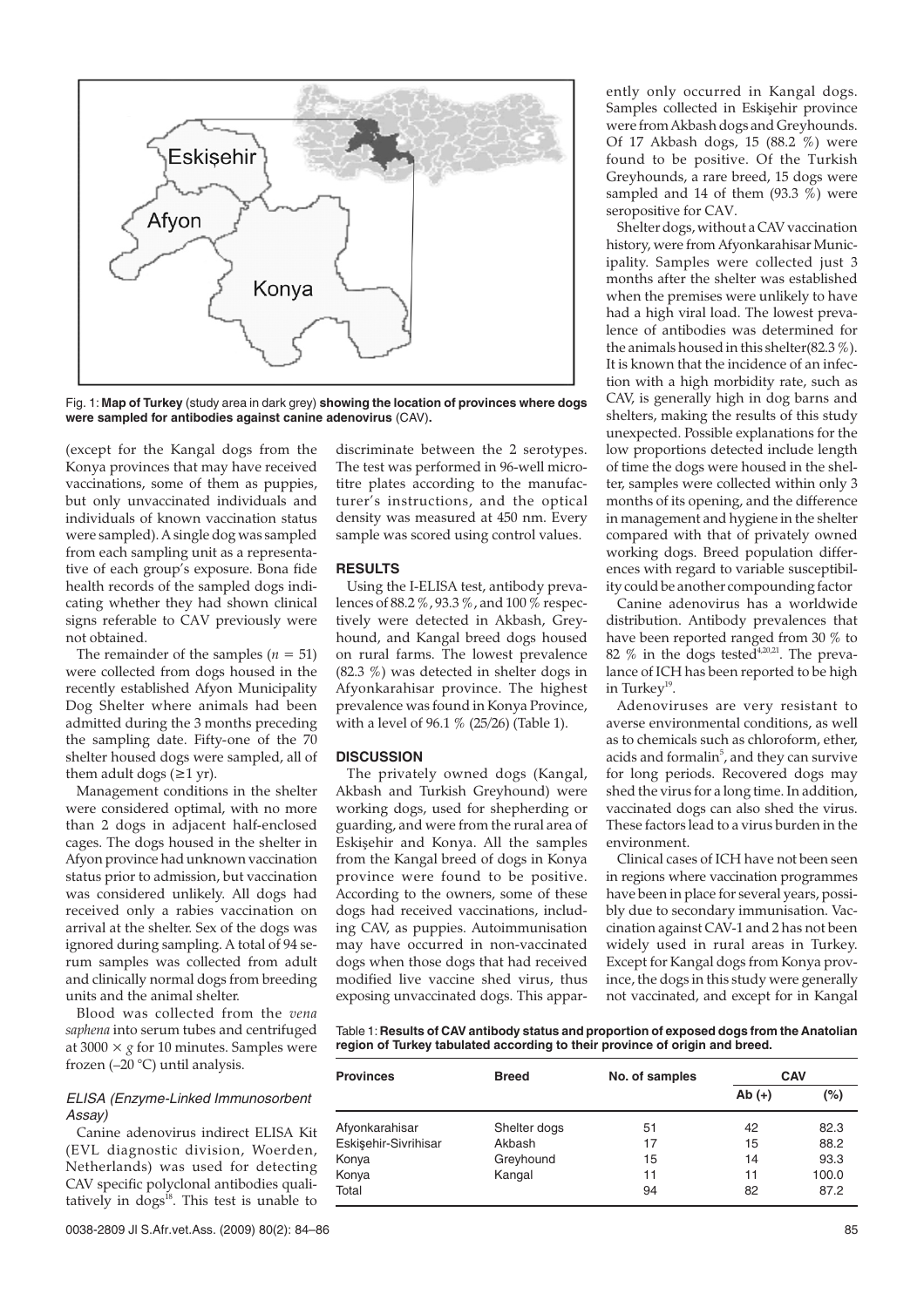Fig. 1: **Map of Turkey** (study area in dark grey) **showing the location of provinces where dogs were sampled for antibodies against canine adenovirus** (CAV)**.**

(except for the Kangal dogs from the Konya provinces that may have received vaccinations, some of them as puppies, but only unvaccinated individuals and individuals of known vaccination status were sampled). A single dog was sampled from each sampling unit as a representative of each group's exposure. Bona fide health records of the sampled dogs indicating whether they had shown clinical signs referable to CAV previously were not obtained.

The remainder of the samples ($n = 51$) were collected from dogs housed in the recently established Afyon Municipality Dog Shelter where animals had been admitted during the 3 months preceding the sampling date. Fifty-one of the 70 shelter housed dogs were sampled, all of them adult dogs (≥1 yr).

Management conditions in the shelter were considered optimal, with no more than 2 dogs in adjacent half-enclosed cages. The dogs housed in the shelter in Afyon province had unknown vaccination status prior to admission, but vaccination was considered unlikely. All dogs had received only a rabies vaccination on arrival at the shelter. Sex of the dogs was ignored during sampling. A total of 94 serum samples was collected from adult and clinically normal dogs from breeding units and the animal shelter.

Blood was collected from the *vena saphena* into serum tubes and centrifuged at 3000 × *g* for 10 minutes. Samples were frozen (–20 °C) until analysis.

### *ELISA (Enzyme-Linked Immunosorbent Assay)*

Canine adenovirus indirect ELISA Kit (EVL diagnostic division, Woerden, Netherlands) was used for detecting CAV specific polyclonal antibodies qualitatively in dogs[18]. This test is unable to discriminate between the 2 serotypes. The test was performed in 96-well microtitre plates according to the manufacturer's instructions, and the optical density was measured at 450 nm. Every sample was scored using control values.

## RESULTS

Using the I-ELISA test, antibody prevalences of 88.2 %, 93.3 %, and 100 % respectively were detected in Akbash, Greyhound, and Kangal breed dogs housed on rural farms. The lowest prevalence (82.3 %) was detected in shelter dogs in Afyonkarahisar province. The highest prevalence was found in Konya Province, with a level of 96.1 % (25/26) (Table 1).

## DISCUSSION

The privately owned dogs (Kangal, Akbash and Turkish Greyhound) were working dogs, used for shepherding or guarding, and were from the rural area of Eskişehir and Konya. All the samples from the Kangal breed of dogs in Konya province were found to be positive. According to the owners, some of these dogs had received vaccinations, including CAV, as puppies. Autoimmunisation may have occurred in non-vaccinated dogs when those dogs that had received modified live vaccine shed virus, thus exposing unvaccinated dogs. This apparently only occurred in Kangal dogs. Samples collected in Eskişehir province were from Akbash dogs and Greyhounds. Of 17 Akbash dogs, 15 (88.2 %) were found to be positive. Of the Turkish Greyhounds, a rare breed, 15 dogs were sampled and 14 of them (93.3 %) were seropositive for CAV.

Shelter dogs, without a CAV vaccination history, were from Afyonkarahisar Municipality. Samples were collected just 3 months after the shelter was established when the premises were unlikely to have had a high viral load. The lowest prevalence of antibodies was determined for the animals housed in this shelter(82.3 %). It is known that the incidence of an infection with a high morbidity rate, such as CAV, is generally high in dog barns and shelters, making the results of this study unexpected. Possible explanations for the low proportions detected include length of time the dogs were housed in the shelter, samples were collected within only 3 months of its opening, and the difference in management and hygiene in the shelter compared with that of privately owned working dogs. Breed population differences with regard to variable susceptibility could be another compounding factor

Canine adenovirus has a worldwide distribution. Antibody prevalences that have been reported ranged from 30 % to 82 % in the dogs tested[4,20,21]. The prevalance of ICH has been reported to be high in Turkey[19].

Adenoviruses are very resistant to averse environmental conditions, as well as to chemicals such as chloroform, ether, acids and formalin[5], and they can survive for long periods. Recovered dogs may shed the virus for a long time. In addition, vaccinated dogs can also shed the virus. These factors lead to a virus burden in the environment.

Clinical cases of ICH have not been seen in regions where vaccination programmes have been in place for several years, possibly due to secondary immunisation. Vaccination against CAV-1 and 2 has not been widely used in rural areas in Turkey. Except for Kangal dogs from Konya province, the dogs in this study were generally not vaccinated, and except for in Kangal

Table 1: **Results of CAV antibody status and proportion of exposed dogs from the Anatolian region of Turkey tabulated according to their province of origin and breed.**

| Provinces | Breed | No. of samples | CAV | |
|---|---|---|---|---|
| | | | Ab (+) | (%) |
| Afyonkarahisar | Shelter dogs | 51 | 42 | 82.3 |
| Eskişehir-Sivrihisar | Akbash | 17 | 15 | 88.2 |
| Konya | Greyhound | 15 | 14 | 93.3 |
| Konya | Kangal | 11 | 11 | 100.0 |
| Total | | 94 | 82 | 87.2 |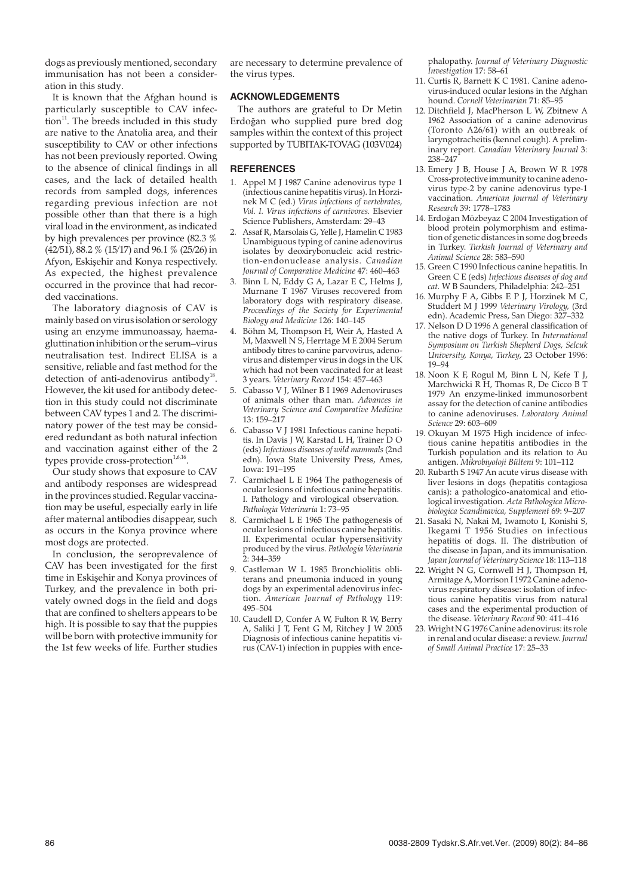dogs as previously mentioned, secondary immunisation has not been a consideration in this study.

It is known that the Afghan hound is particularly susceptible to CAV infection[11]. The breeds included in this study are native to the Anatolia area, and their susceptibility to CAV or other infections has not been previously reported. Owing to the absence of clinical findings in all cases, and the lack of detailed health records from sampled dogs, inferences regarding previous infection are not possible other than that there is a high viral load in the environment, as indicated by high prevalences per province (82.3 % (42/51), 88.2 % (15/17) and 96.1 % (25/26) in Afyon, Eskişehir and Konya respectively. As expected, the highest prevalence occurred in the province that had recorded vaccinations.

The laboratory diagnosis of CAV is mainly based on virus isolation or serology using an enzyme immunoassay, haemagglutination inhibition or the serum–virus neutralisation test. Indirect ELISA is a sensitive, reliable and fast method for the detection of anti-adenovirus antibody[18]. However, the kit used for antibody detection in this study could not discriminate between CAV types 1 and 2. The discriminatory power of the test may be considered redundant as both natural infection and vaccination against either of the 2 types provide cross-protection[1,6,16].

Our study shows that exposure to CAV and antibody responses are widespread in the provinces studied. Regular vaccination may be useful, especially early in life after maternal antibodies disappear, such as occurs in the Konya province where most dogs are protected.

In conclusion, the seroprevalence of CAV has been investigated for the first time in Eskişehir and Konya provinces of Turkey, and the prevalence in both privately owned dogs in the field and dogs that are confined to shelters appears to be high. It is possible to say that the puppies will be born with protective immunity for the 1st few weeks of life. Further studies are necessary to determine prevalence of the virus types.

## ACKNOWLEDGEMENTS

The authors are grateful to Dr Metin Erdoğan who supplied pure bred dog samples within the context of this project supported by TUBITAK-TOVAG (103V024)

## REFERENCES

1. Appel M J 1987 Canine adenovirus type 1 (infectious canine hepatitis virus). In Horzinek M C (ed.) *Virus infections of vertebrates, Vol. I. Virus infections of carnivores.* Elsevier Science Publishers, Amsterdam: 29–43
2. Assaf R, Marsolais G, Yelle J, Hamelin C 1983 Unambiguous typing of canine adenovirus isolates by deoxyribonucleic acid restriction-endonuclease analysis. *Canadian Journal of Comparative Medicine* 47: 460–463
3. Binn L N, Eddy G A, Lazar E C, Helms J, Murnane T 1967 Viruses recovered from laboratory dogs with respiratory disease. *Proceedings of the Society for Experimental Biology and Medicine* 126: 140–145
4. Böhm M, Thompson H, Weir A, Hasted A M, Maxwell N S, Herrtage M E 2004 Serum antibody titres to canine parvovirus, adenovirus and distemper virus in dogs in the UK which had not been vaccinated for at least 3 years. *Veterinary Record* 154: 457–463
5. Cabasso V J, Wilner B I 1969 Adenoviruses of animals other than man. *Advances in Veterinary Science and Comparative Medicine* 13: 159–217
6. Cabasso V J 1981 Infectious canine hepatitis. In Davis J W, Karstad L H, Trainer D O (eds) *Infectious diseases of wild mammals* (2nd edn). Iowa State University Press, Ames, Iowa: 191–195
7. Carmichael L E 1964 The pathogenesis of ocular lesions of infectious canine hepatitis. I. Pathology and virological observation. *Pathologia Veterinaria* 1: 73–95
8. Carmichael L E 1965 The pathogenesis of ocular lesions of infectious canine hepatitis. II. Experimental ocular hypersensitivity produced by the virus. *Pathologia Veterinaria* 2: 344–359
9. Castleman W L 1985 Bronchiolitis obliterans and pneumonia induced in young dogs by an experimental adenovirus infection. *American Journal of Pathology* 119: 495–504
10. Caudell D, Confer A W, Fulton R W, Berry A, Saliki J T, Fent G M, Ritchey J W 2005 Diagnosis of infectious canine hepatitis virus (CAV-1) infection in puppies with encephalopathy. *Journal of Veterinary Diagnostic Investigation* 17: 58–61
11. Curtis R, Barnett K C 1981. Canine adenovirus-induced ocular lesions in the Afghan hound. *Cornell Veterinarian* 71: 85–95
12. Ditchfield J, MacPherson L W, Zbitnew A 1962 Association of a canine adenovirus (Toronto A26/61) with an outbreak of laryngotracheitis (kennel cough). A preliminary report. *Canadian Veterinary Journal* 3: 238–247
13. Emery J B, House J A, Brown W R 1978 Cross-protective immunity to canine adenovirus type-2 by canine adenovirus type-1 vaccination. *American Journal of Veterinary Research* 39: 1778–1783
14. Erdoğan Mözbeyaz C 2004 Investigation of blood protein polymorphism and estimation of genetic distances in some dog breeds in Turkey. *Turkish Journal of Veterinary and Animal Science* 28: 583–590
15. Green C 1990 Infectious canine hepatitis. In Green C E (eds) *Infectious diseases of dog and cat.* W B Saunders, Philadelphia: 242–251
16. Murphy F A, Gibbs E P J, Horzinek M C, Studdert M J 1999 *Veterinary Virology,* (3rd edn). Academic Press, San Diego: 327–332
17. Nelson D D 1996 A general classification of the native dogs of Turkey. In *International Symposium on Turkish Shepherd Dogs, Selcuk University, Konya, Turkey*, 23 October 1996: 19–94
18. Noon K F, Rogul M, Binn L N, Kefe T J, Marchwicki R H, Thomas R, De Cicco B T 1979 An enzyme-linked immunosorbent assay for the detection of canine antibodies to canine adenoviruses. *Laboratory Animal Science* 29: 603–609
19. Okuyan M 1975 High incidence of infectious canine hepatitis antibodies in the Turkish population and its relation to Au antigen. *Mikrobiyoloji Bülteni* 9: 101–112
20. Rubarth S 1947 An acute virus disease with liver lesions in dogs (hepatitis contagiosa canis): a pathologico-anatomical and etiological investigation. *Acta Pathologica Microbiologica Scandinavica, Supplement* 69: 9–207
21. Sasaki N, Nakai M, Iwamoto I, Konishi S, Ikegami T 1956 Studies on infectious hepatitis of dogs. II. The distribution of the disease in Japan, and its immunisation. *Japan Journal of Veterinary Science* 18: 113–118
22. Wright N G, Cornwell H J, Thompson H, Armitage A, Morrison I 1972 Canine adenovirus respiratory disease: isolation of infectious canine hepatitis virus from natural cases and the experimental production of the disease. *Veterinary Record* 90: 411–416
23. Wright N G 1976 Canine adenovirus: its role in renal and ocular disease: a review. *Journal of Small Animal Practice* 17: 25–33